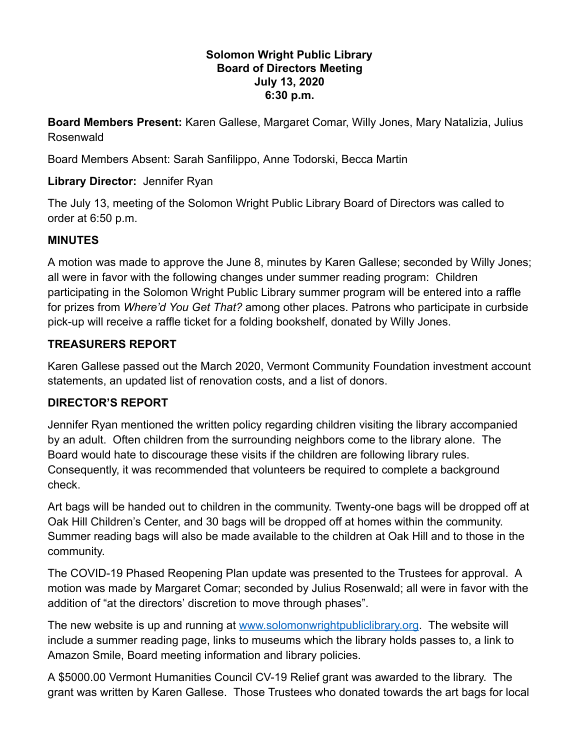**Solomon Wright Public Library**
**Board of Directors Meeting**
**July 13, 2020**
**6:30 p.m.**

**Board Members Present:** Karen Gallese, Margaret Comar, Willy Jones, Mary Natalizia, Julius Rosenwald

Board Members Absent: Sarah Sanfilippo, Anne Todorski, Becca Martin

**Library Director:** Jennifer Ryan

The July 13, meeting of the Solomon Wright Public Library Board of Directors was called to order at 6:50 p.m.

## MINUTES

A motion was made to approve the June 8, minutes by Karen Gallese; seconded by Willy Jones; all were in favor with the following changes under summer reading program: Children participating in the Solomon Wright Public Library summer program will be entered into a raffle for prizes from *Where'd You Get That?* among other places. Patrons who participate in curbside pick-up will receive a raffle ticket for a folding bookshelf, donated by Willy Jones.

## TREASURERS REPORT

Karen Gallese passed out the March 2020, Vermont Community Foundation investment account statements, an updated list of renovation costs, and a list of donors.

## DIRECTOR'S REPORT

Jennifer Ryan mentioned the written policy regarding children visiting the library accompanied by an adult. Often children from the surrounding neighbors come to the library alone. The Board would hate to discourage these visits if the children are following library rules. Consequently, it was recommended that volunteers be required to complete a background check.

Art bags will be handed out to children in the community. Twenty-one bags will be dropped off at Oak Hill Children's Center, and 30 bags will be dropped off at homes within the community. Summer reading bags will also be made available to the children at Oak Hill and to those in the community.

The COVID-19 Phased Reopening Plan update was presented to the Trustees for approval. A motion was made by Margaret Comar; seconded by Julius Rosenwald; all were in favor with the addition of "at the directors' discretion to move through phases".

The new website is up and running at [www.solomonwrightpubliclibrary.org](http://www.solomonwrightpubliclibrary.org). The website will include a summer reading page, links to museums which the library holds passes to, a link to Amazon Smile, Board meeting information and library policies.

A $5000.00 Vermont Humanities Council CV-19 Relief grant was awarded to the library. The grant was written by Karen Gallese. Those Trustees who donated towards the art bags for local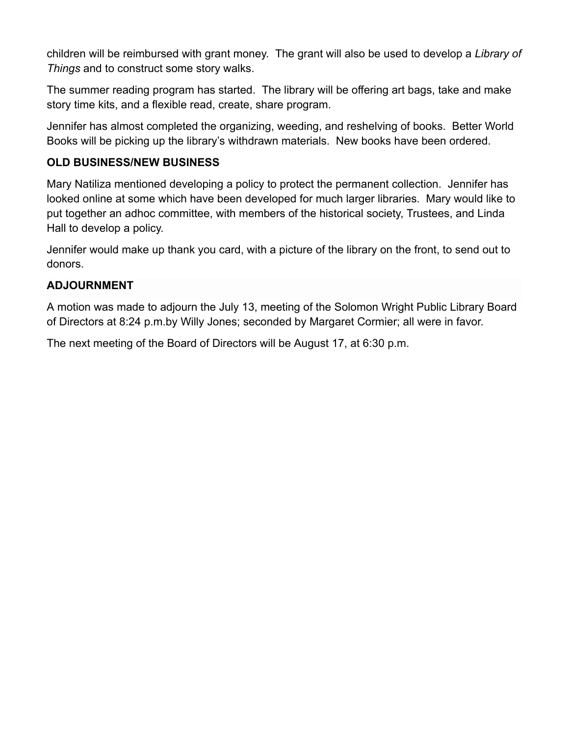children will be reimbursed with grant money. The grant will also be used to develop a *Library of Things* and to construct some story walks.

The summer reading program has started. The library will be offering art bags, take and make story time kits, and a flexible read, create, share program.

Jennifer has almost completed the organizing, weeding, and reshelving of books. Better World Books will be picking up the library's withdrawn materials. New books have been ordered.

**OLD BUSINESS/NEW BUSINESS**

Mary Natiliza mentioned developing a policy to protect the permanent collection. Jennifer has looked online at some which have been developed for much larger libraries. Mary would like to put together an adhoc committee, with members of the historical society, Trustees, and Linda Hall to develop a policy.

Jennifer would make up thank you card, with a picture of the library on the front, to send out to donors.

**ADJOURNMENT**

A motion was made to adjourn the July 13, meeting of the Solomon Wright Public Library Board of Directors at 8:24 p.m.by Willy Jones; seconded by Margaret Cormier; all were in favor.

The next meeting of the Board of Directors will be August 17, at 6:30 p.m.